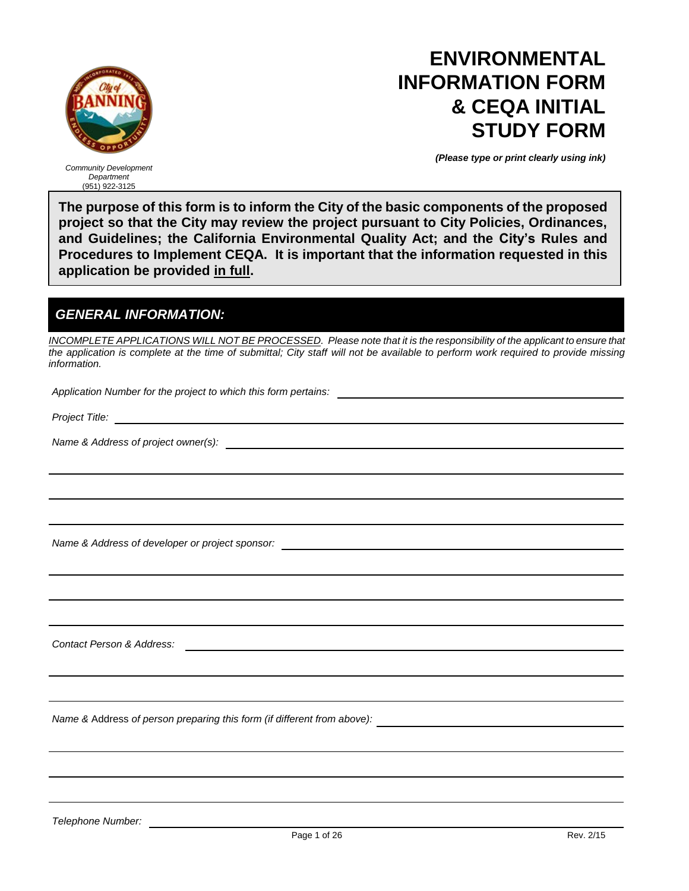# ENVIRONMENTAL INFORMATION FORM & CEQA INITIAL STUDY FORM

*Community Development Department*
(951) 922-3125

***(Please type or print clearly using ink)***

**The purpose of this form is to inform the City of the basic components of the proposed project so that the City may review the project pursuant to City Policies, Ordinances, and Guidelines; the California Environmental Quality Act; and the City's Rules and Procedures to Implement CEQA. It is important that the information requested in this application be provided <u>in full</u>.**

## *GENERAL INFORMATION:*

*<u>INCOMPLETE APPLICATIONS WILL NOT BE PROCESSED</u>. Please note that it is the responsibility of the applicant to ensure that the application is complete at the time of submittal; City staff will not be available to perform work required to provide missing information.*

*Application Number for the project to which this form pertains:* ______________________

*Project Title:* ______________________

*Name & Address of project owner(s):* ______________________

______________________

______________________

______________________

*Name & Address of developer or project sponsor:* ______________________

______________________

______________________

______________________

*Contact Person & Address:* ______________________

______________________

______________________

*Name &* Address *of person preparing this form (if different from above):* ______________________

______________________

______________________

______________________

*Telephone Number:* ______________________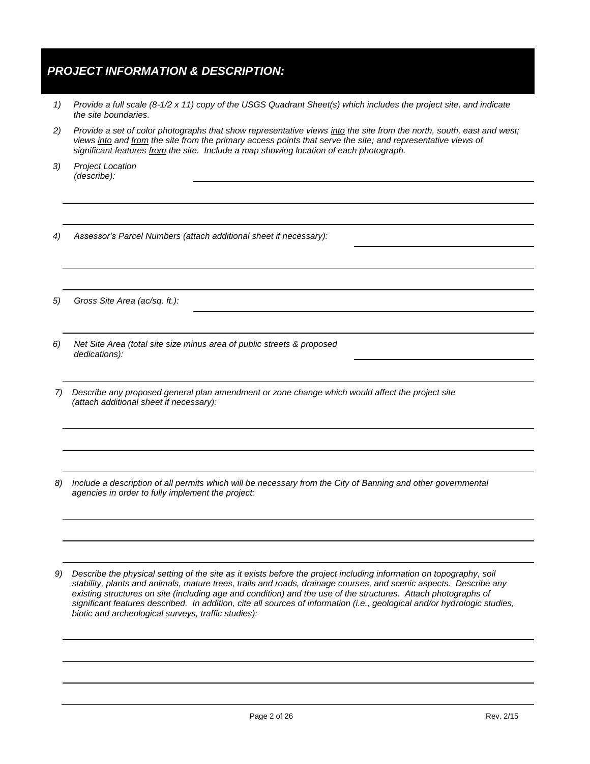## *PROJECT INFORMATION & DESCRIPTION:*

1) *Provide a full scale (8-1/2 x 11) copy of the USGS Quadrant Sheet(s) which includes the project site, and indicate the site boundaries.*

2) *Provide a set of color photographs that show representative views <u>into</u> the site from the north, south, east and west; views <u>into</u> and <u>from</u> the site from the primary access points that serve the site; and representative views of significant features <u>from</u> the site. Include a map showing location of each photograph.*

3) *Project Location (describe):* ____________________________________________

____________________________________________

____________________________________________

4) *Assessor's Parcel Numbers (attach additional sheet if necessary):* ____________________

____________________________________________

____________________________________________

5) *Gross Site Area (ac/sq. ft.):* ____________________________________________

____________________________________________

6) *Net Site Area (total site size minus area of public streets & proposed dedications):* ____________________

____________________________________________

7) *Describe any proposed general plan amendment or zone change which would affect the project site (attach additional sheet if necessary):*

____________________________________________

____________________________________________

____________________________________________

8) *Include a description of all permits which will be necessary from the City of Banning and other governmental agencies in order to fully implement the project:*

____________________________________________

____________________________________________

____________________________________________

9) *Describe the physical setting of the site as it exists before the project including information on topography, soil stability, plants and animals, mature trees, trails and roads, drainage courses, and scenic aspects. Describe any existing structures on site (including age and condition) and the use of the structures. Attach photographs of significant features described. In addition, cite all sources of information (i.e., geological and/or hydrologic studies, biotic and archeological surveys, traffic studies):*

____________________________________________

____________________________________________

____________________________________________

____________________________________________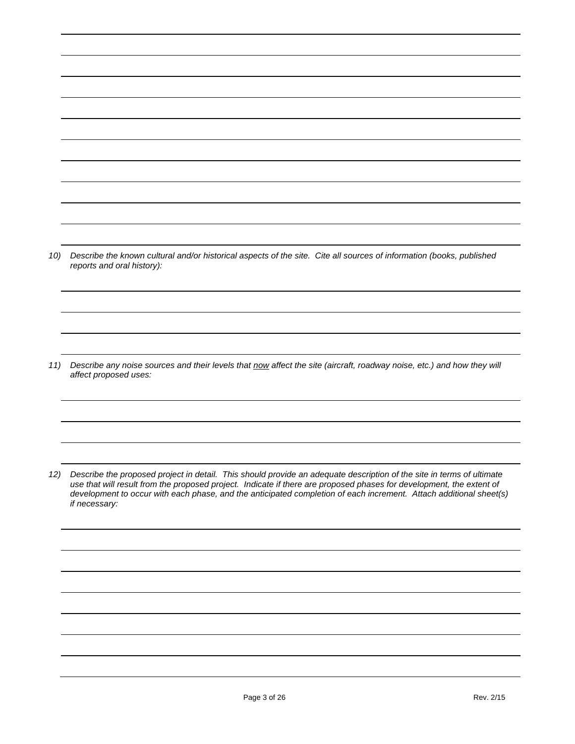10) *Describe the known cultural and/or historical aspects of the site. Cite all sources of information (books, published reports and oral history):*

11) *Describe any noise sources and their levels that <u>now</u> affect the site (aircraft, roadway noise, etc.) and how they will affect proposed uses:*

12) *Describe the proposed project in detail. This should provide an adequate description of the site in terms of ultimate use that will result from the proposed project. Indicate if there are proposed phases for development, the extent of development to occur with each phase, and the anticipated completion of each increment. Attach additional sheet(s) if necessary:*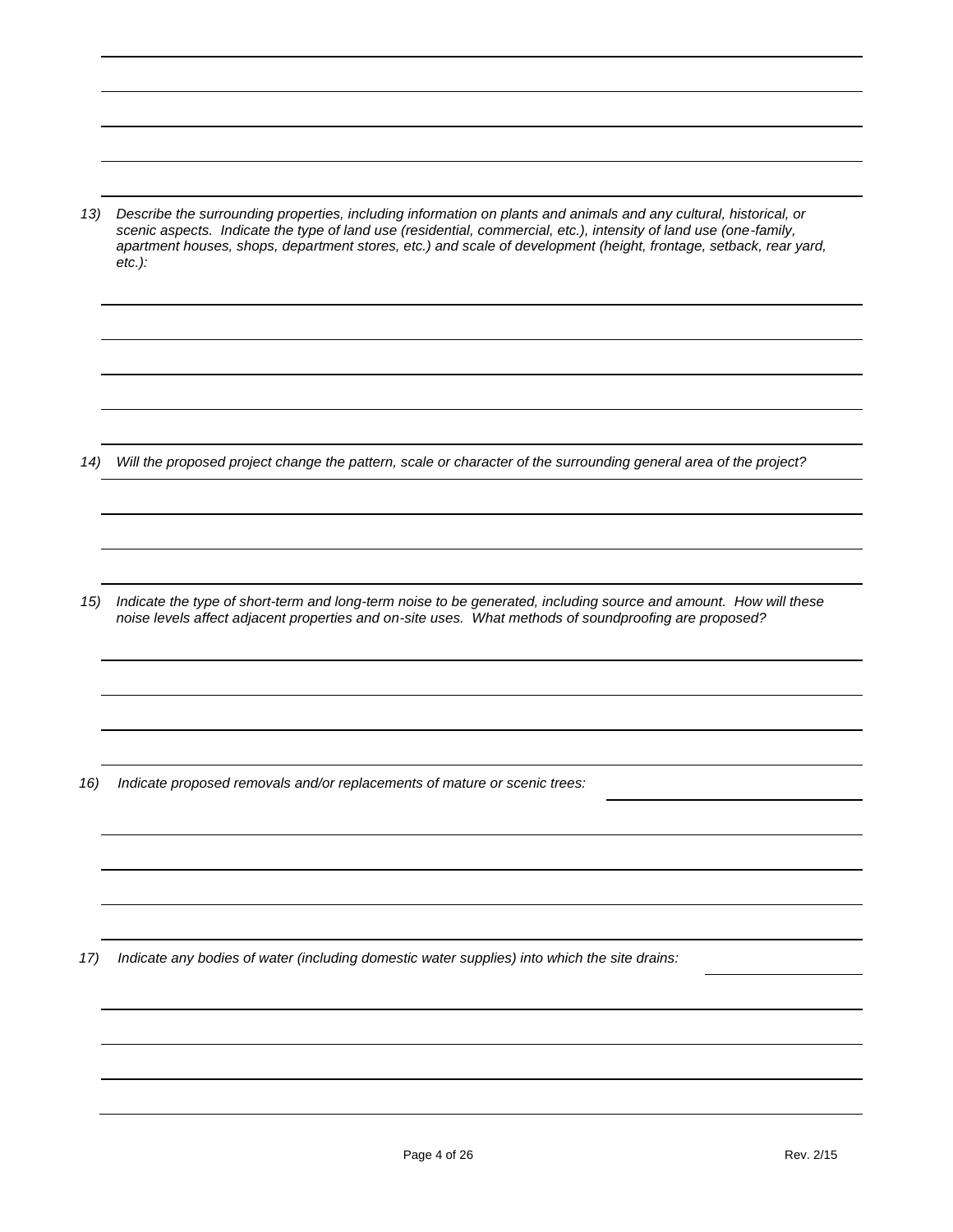13) *Describe the surrounding properties, including information on plants and animals and any cultural, historical, or scenic aspects. Indicate the type of land use (residential, commercial, etc.), intensity of land use (one-family, apartment houses, shops, department stores, etc.) and scale of development (height, frontage, setback, rear yard, etc.):*

14) *Will the proposed project change the pattern, scale or character of the surrounding general area of the project?*

15) *Indicate the type of short-term and long-term noise to be generated, including source and amount. How will these noise levels affect adjacent properties and on-site uses. What methods of soundproofing are proposed?*

16) *Indicate proposed removals and/or replacements of mature or scenic trees:*

17) *Indicate any bodies of water (including domestic water supplies) into which the site drains:*

Rev. 2/15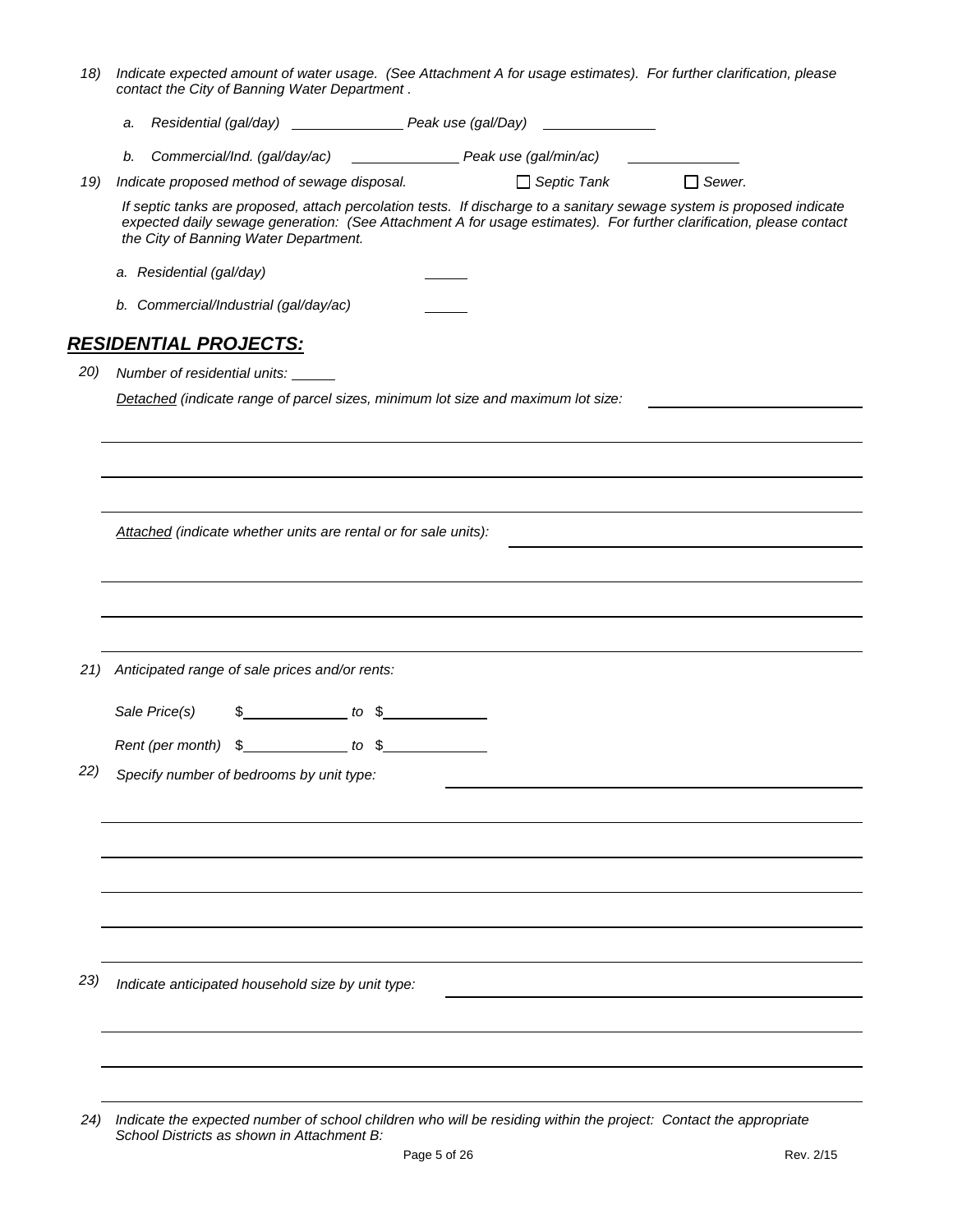18) *Indicate expected amount of water usage. (See Attachment A for usage estimates). For further clarification, please contact the City of Banning Water Department .*

   a. *Residential (gal/day)* ______________ *Peak use (gal/Day)* ______________

   b. *Commercial/Ind. (gal/day/ac)* ______________ *Peak use (gal/min/ac)* ______________

19) *Indicate proposed method of sewage disposal.* ☐ *Septic Tank* ☐ *Sewer.*

   *If septic tanks are proposed, attach percolation tests. If discharge to a sanitary sewage system is proposed indicate expected daily sewage generation: (See Attachment A for usage estimates). For further clarification, please contact the City of Banning Water Department.*

   a. *Residential (gal/day)* ______

   b. *Commercial/Industrial (gal/day/ac)* ______

## ***RESIDENTIAL PROJECTS:***

20) *Number of residential units:* ______

   ***Detached*** *(indicate range of parcel sizes, minimum lot size and maximum lot size:* ______________________________

   ______________________________________________________________________________

   ______________________________________________________________________________

   ______________________________________________________________________________

   ***Attached*** *(indicate whether units are rental or for sale units):* ______________________________

   ______________________________________________________________________________

   ______________________________________________________________________________

   ______________________________________________________________________________

21) *Anticipated range of sale prices and/or rents:*

   *Sale Price(s)* $______________ *to* $______________

   *Rent (per month)* $______________ *to* $______________

22) *Specify number of bedrooms by unit type:* ______________________________

   ______________________________________________________________________________

   ______________________________________________________________________________

   ______________________________________________________________________________

   ______________________________________________________________________________

   ______________________________________________________________________________

23) *Indicate anticipated household size by unit type:* ______________________________

   ______________________________________________________________________________

   ______________________________________________________________________________

   ______________________________________________________________________________

24) *Indicate the expected number of school children who will be residing within the project: Contact the appropriate School Districts as shown in Attachment B:*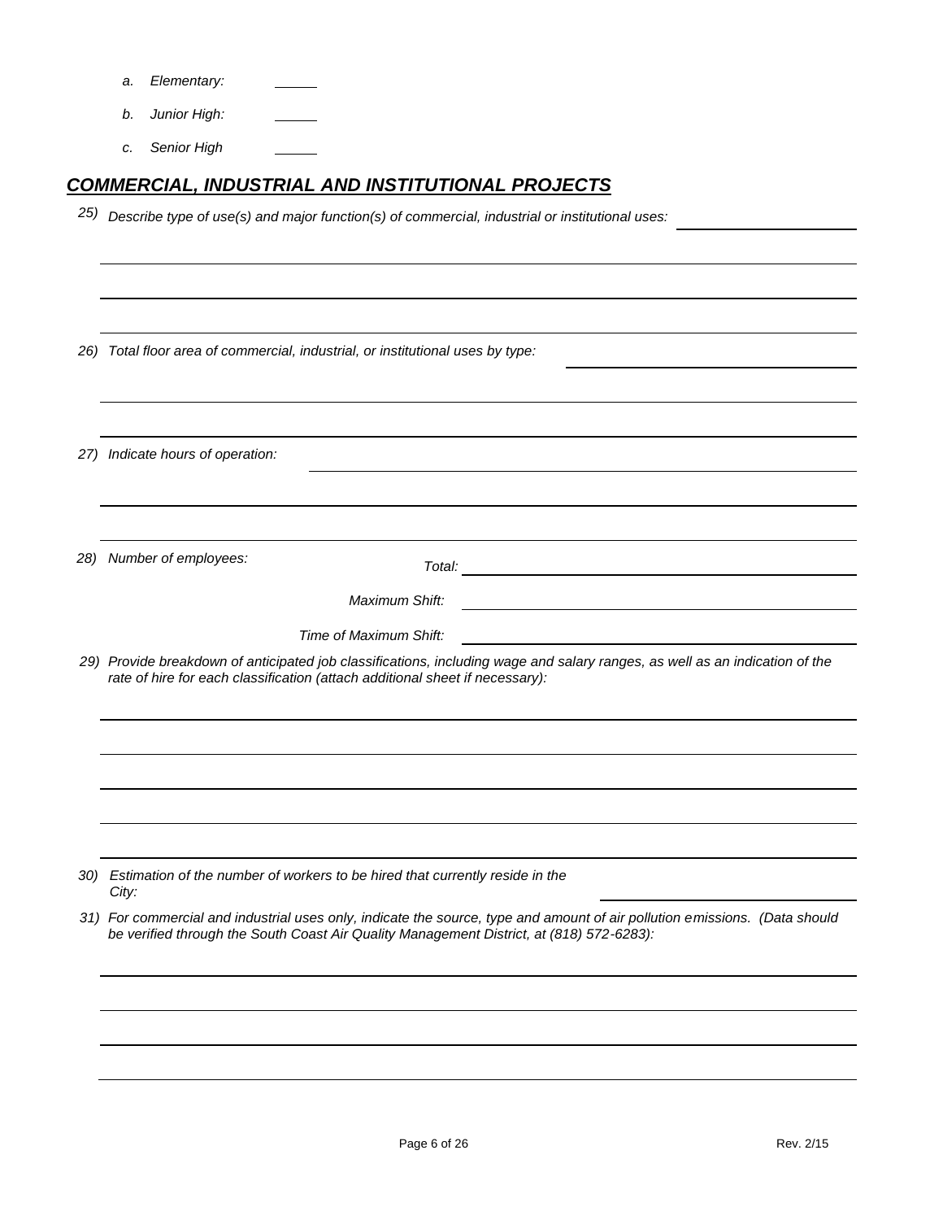a. *Elementary:* \_\_\_\_\_

b. *Junior High:* \_\_\_\_\_

c. *Senior High* \_\_\_\_\_

## ***COMMERCIAL, INDUSTRIAL AND INSTITUTIONAL PROJECTS***

25) *Describe type of use(s) and major function(s) of commercial, industrial or institutional uses:*

26) *Total floor area of commercial, industrial, or institutional uses by type:*

27) *Indicate hours of operation:*

28) *Number of employees:*

*Total:*

*Maximum Shift:*

*Time of Maximum Shift:*

29) *Provide breakdown of anticipated job classifications, including wage and salary ranges, as well as an indication of the rate of hire for each classification (attach additional sheet if necessary):*

30) *Estimation of the number of workers to be hired that currently reside in the City:*

31) *For commercial and industrial uses only, indicate the source, type and amount of air pollution emissions. (Data should be verified through the South Coast Air Quality Management District, at (818) 572-6283):*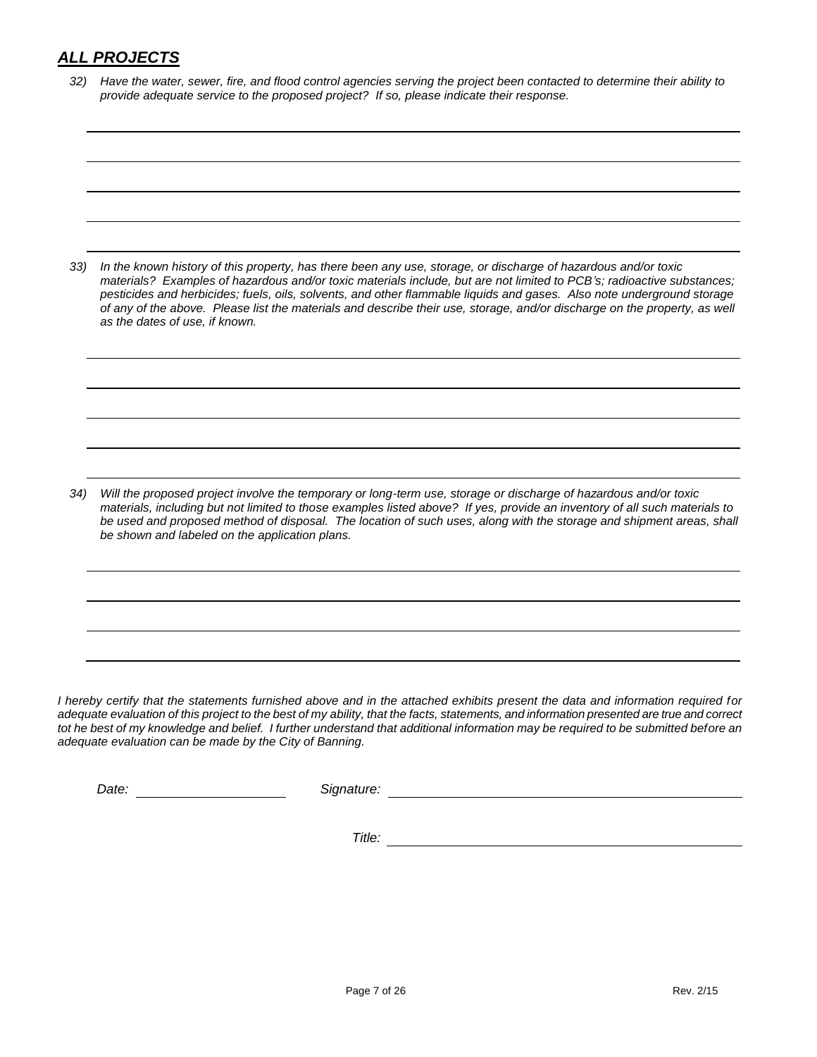## ***ALL PROJECTS***

*32) Have the water, sewer, fire, and flood control agencies serving the project been contacted to determine their ability to provide adequate service to the proposed project? If so, please indicate their response.*

*33) In the known history of this property, has there been any use, storage, or discharge of hazardous and/or toxic materials? Examples of hazardous and/or toxic materials include, but are not limited to PCB's; radioactive substances; pesticides and herbicides; fuels, oils, solvents, and other flammable liquids and gases. Also note underground storage of any of the above. Please list the materials and describe their use, storage, and/or discharge on the property, as well as the dates of use, if known.*

*34) Will the proposed project involve the temporary or long-term use, storage or discharge of hazardous and/or toxic materials, including but not limited to those examples listed above? If yes, provide an inventory of all such materials to be used and proposed method of disposal. The location of such uses, along with the storage and shipment areas, shall be shown and labeled on the application plans.*

*I hereby certify that the statements furnished above and in the attached exhibits present the data and information required for adequate evaluation of this project to the best of my ability, that the facts, statements, and information presented are true and correct tot he best of my knowledge and belief. I further understand that additional information may be required to be submitted before an adequate evaluation can be made by the City of Banning.*

*Date:* ____________________ *Signature:* ________________________________________

*Title:* ________________________________________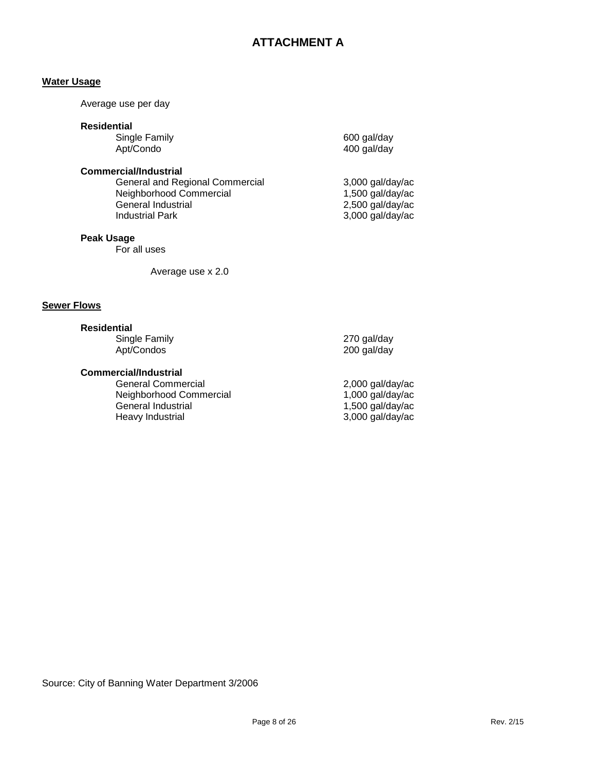# ATTACHMENT A

## Water Usage

Average use per day

**Residential**

| | |
|---|---|
| Single Family | 600 gal/day |
| Apt/Condo | 400 gal/day |

**Commercial/Industrial**

| | |
|---|---|
| General and Regional Commercial | 3,000 gal/day/ac |
| Neighborhood Commercial | 1,500 gal/day/ac |
| General Industrial | 2,500 gal/day/ac |
| Industrial Park | 3,000 gal/day/ac |

**Peak Usage**

For all uses

Average use x 2.0

## Sewer Flows

**Residential**

| | |
|---|---|
| Single Family | 270 gal/day |
| Apt/Condos | 200 gal/day |

**Commercial/Industrial**

| | |
|---|---|
| General Commercial | 2,000 gal/day/ac |
| Neighborhood Commercial | 1,000 gal/day/ac |
| General Industrial | 1,500 gal/day/ac |
| Heavy Industrial | 3,000 gal/day/ac |

Source: City of Banning Water Department 3/2006

Rev. 2/15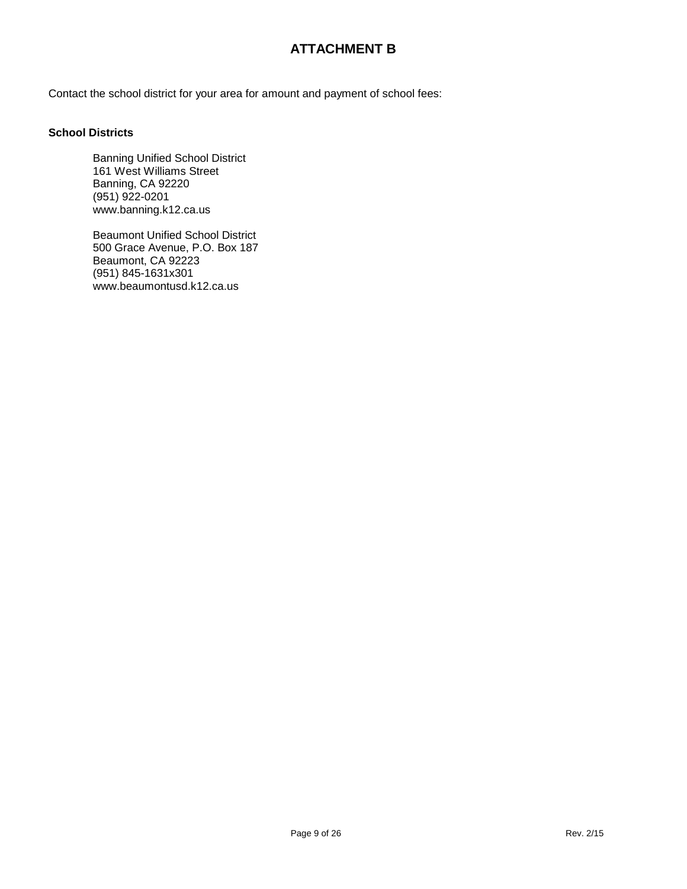# ATTACHMENT B

Contact the school district for your area for amount and payment of school fees:

**School Districts**

Banning Unified School District
161 West Williams Street
Banning, CA 92220
(951) 922-0201
www.banning.k12.ca.us

Beaumont Unified School District
500 Grace Avenue, P.O. Box 187
Beaumont, CA 92223
(951) 845-1631x301
www.beaumontusd.k12.ca.us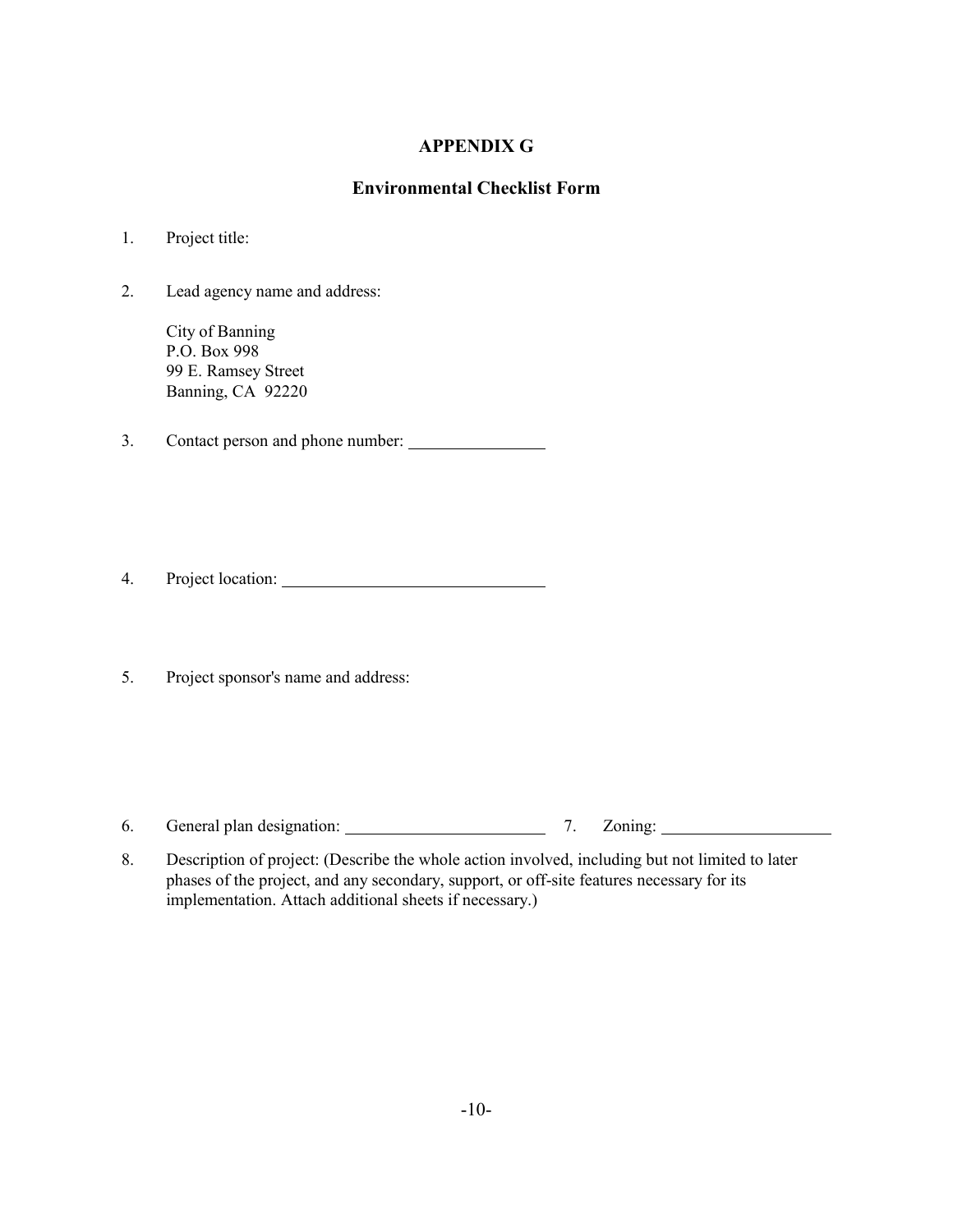# APPENDIX G

## Environmental Checklist Form

1. Project title:

2. Lead agency name and address:

   City of Banning
   P.O. Box 998
   99 E. Ramsey Street
   Banning, CA 92220

3. Contact person and phone number: ________________

4. Project location: ________________________________

5. Project sponsor's name and address:

6. General plan designation: ________________________ 7. Zoning: ____________________

8. Description of project: (Describe the whole action involved, including but not limited to later phases of the project, and any secondary, support, or off-site features necessary for its implementation. Attach additional sheets if necessary.)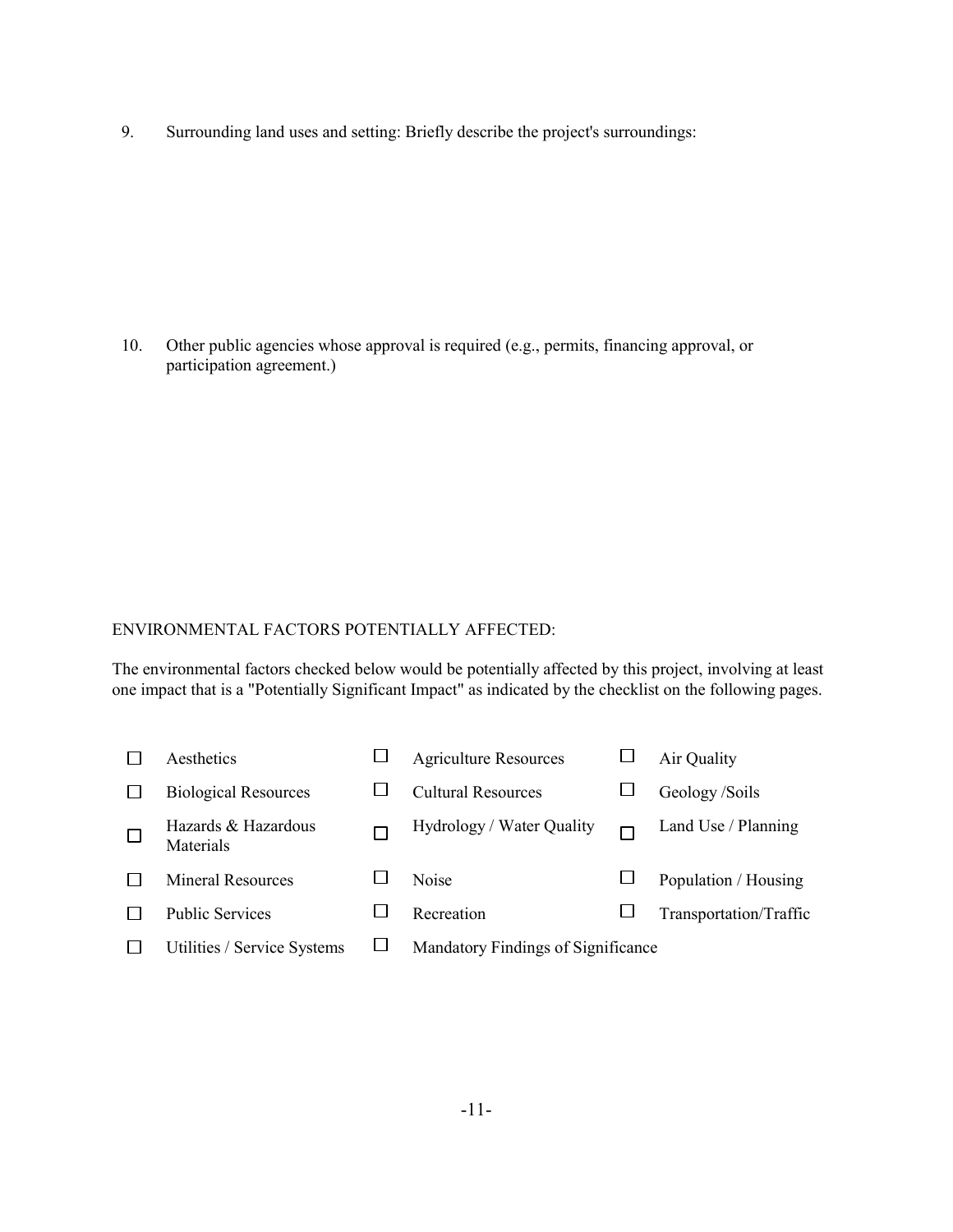9. Surrounding land uses and setting: Briefly describe the project's surroundings:

10. Other public agencies whose approval is required (e.g., permits, financing approval, or participation agreement.)

ENVIRONMENTAL FACTORS POTENTIALLY AFFECTED:

The environmental factors checked below would be potentially affected by this project, involving at least one impact that is a "Potentially Significant Impact" as indicated by the checklist on the following pages.

| | | | | | |
|---|---|---|---|---|---|
| ☐ | Aesthetics | ☐ | Agriculture Resources | ☐ | Air Quality |
| ☐ | Biological Resources | ☐ | Cultural Resources | ☐ | Geology /Soils |
| ☐ | Hazards & Hazardous Materials | ☐ | Hydrology / Water Quality | ☐ | Land Use / Planning |
| ☐ | Mineral Resources | ☐ | Noise | ☐ | Population / Housing |
| ☐ | Public Services | ☐ | Recreation | ☐ | Transportation/Traffic |
| ☐ | Utilities / Service Systems | ☐ | Mandatory Findings of Significance | | |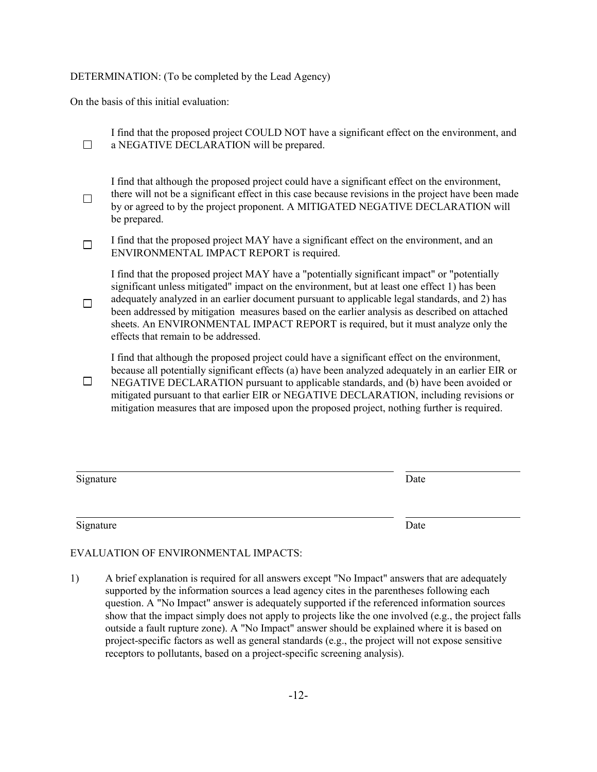DETERMINATION: (To be completed by the Lead Agency)

On the basis of this initial evaluation:

☐ I find that the proposed project COULD NOT have a significant effect on the environment, and a NEGATIVE DECLARATION will be prepared.

☐ I find that although the proposed project could have a significant effect on the environment, there will not be a significant effect in this case because revisions in the project have been made by or agreed to by the project proponent. A MITIGATED NEGATIVE DECLARATION will be prepared.

☐ I find that the proposed project MAY have a significant effect on the environment, and an ENVIRONMENTAL IMPACT REPORT is required.

☐ I find that the proposed project MAY have a "potentially significant impact" or "potentially significant unless mitigated" impact on the environment, but at least one effect 1) has been adequately analyzed in an earlier document pursuant to applicable legal standards, and 2) has been addressed by mitigation measures based on the earlier analysis as described on attached sheets. An ENVIRONMENTAL IMPACT REPORT is required, but it must analyze only the effects that remain to be addressed.

☐ I find that although the proposed project could have a significant effect on the environment, because all potentially significant effects (a) have been analyzed adequately in an earlier EIR or NEGATIVE DECLARATION pursuant to applicable standards, and (b) have been avoided or mitigated pursuant to that earlier EIR or NEGATIVE DECLARATION, including revisions or mitigation measures that are imposed upon the proposed project, nothing further is required.

Signature ______________________________ Date ______________

Signature ______________________________ Date ______________

EVALUATION OF ENVIRONMENTAL IMPACTS:

1) A brief explanation is required for all answers except "No Impact" answers that are adequately supported by the information sources a lead agency cites in the parentheses following each question. A "No Impact" answer is adequately supported if the referenced information sources show that the impact simply does not apply to projects like the one involved (e.g., the project falls outside a fault rupture zone). A "No Impact" answer should be explained where it is based on project-specific factors as well as general standards (e.g., the project will not expose sensitive receptors to pollutants, based on a project-specific screening analysis).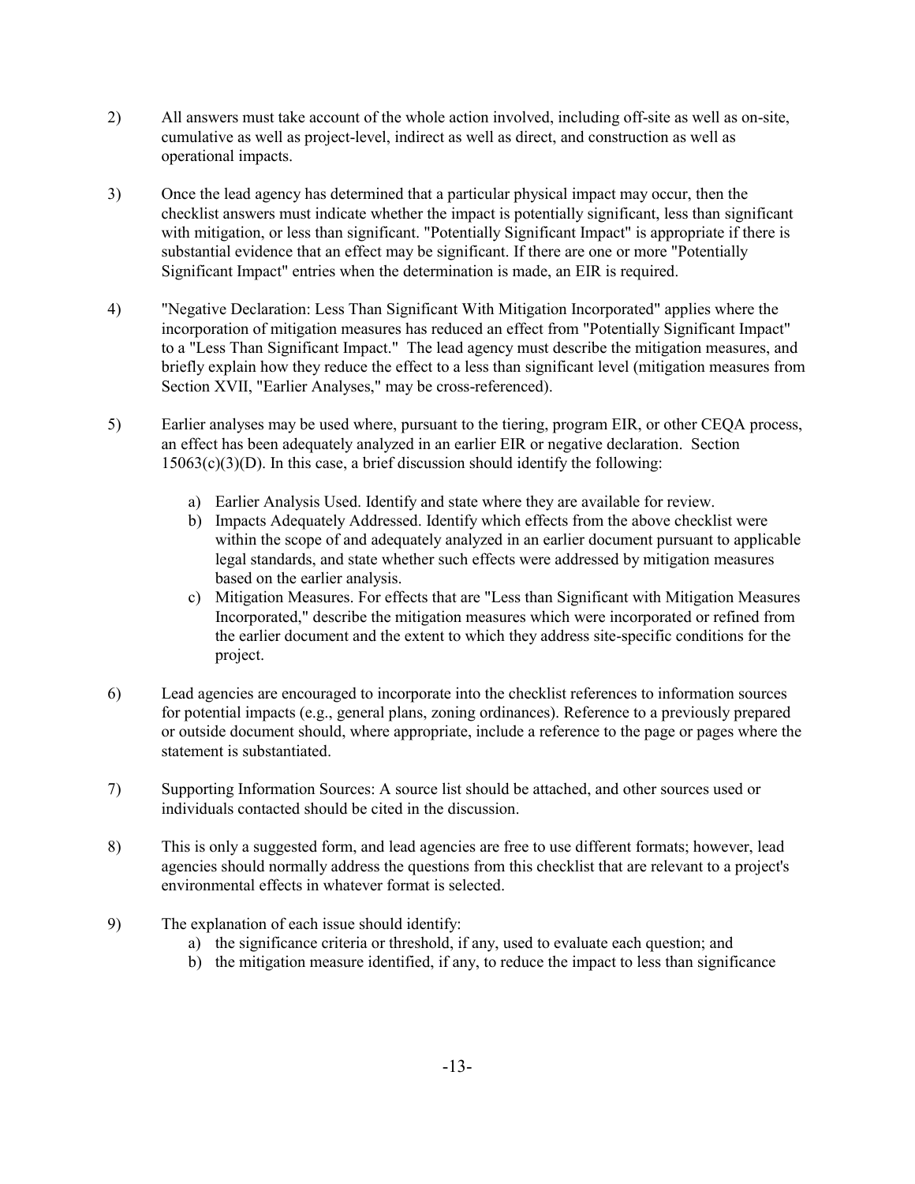2) All answers must take account of the whole action involved, including off-site as well as on-site, cumulative as well as project-level, indirect as well as direct, and construction as well as operational impacts.

3) Once the lead agency has determined that a particular physical impact may occur, then the checklist answers must indicate whether the impact is potentially significant, less than significant with mitigation, or less than significant. "Potentially Significant Impact" is appropriate if there is substantial evidence that an effect may be significant. If there are one or more "Potentially Significant Impact" entries when the determination is made, an EIR is required.

4) "Negative Declaration: Less Than Significant With Mitigation Incorporated" applies where the incorporation of mitigation measures has reduced an effect from "Potentially Significant Impact" to a "Less Than Significant Impact." The lead agency must describe the mitigation measures, and briefly explain how they reduce the effect to a less than significant level (mitigation measures from Section XVII, "Earlier Analyses," may be cross-referenced).

5) Earlier analyses may be used where, pursuant to the tiering, program EIR, or other CEQA process, an effect has been adequately analyzed in an earlier EIR or negative declaration. Section 15063(c)(3)(D). In this case, a brief discussion should identify the following:

   a) Earlier Analysis Used. Identify and state where they are available for review.
   b) Impacts Adequately Addressed. Identify which effects from the above checklist were within the scope of and adequately analyzed in an earlier document pursuant to applicable legal standards, and state whether such effects were addressed by mitigation measures based on the earlier analysis.
   c) Mitigation Measures. For effects that are "Less than Significant with Mitigation Measures Incorporated," describe the mitigation measures which were incorporated or refined from the earlier document and the extent to which they address site-specific conditions for the project.

6) Lead agencies are encouraged to incorporate into the checklist references to information sources for potential impacts (e.g., general plans, zoning ordinances). Reference to a previously prepared or outside document should, where appropriate, include a reference to the page or pages where the statement is substantiated.

7) Supporting Information Sources: A source list should be attached, and other sources used or individuals contacted should be cited in the discussion.

8) This is only a suggested form, and lead agencies are free to use different formats; however, lead agencies should normally address the questions from this checklist that are relevant to a project's environmental effects in whatever format is selected.

9) The explanation of each issue should identify:
   a) the significance criteria or threshold, if any, used to evaluate each question; and
   b) the mitigation measure identified, if any, to reduce the impact to less than significance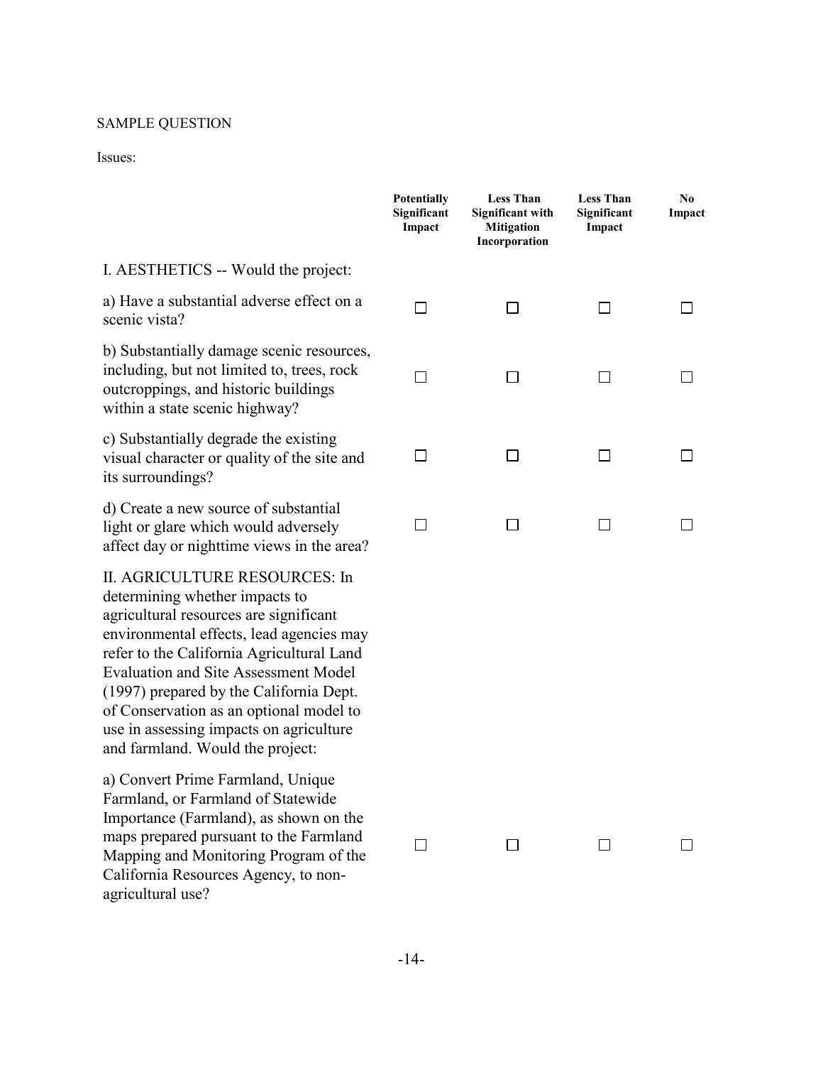SAMPLE QUESTION

Issues:

| | Potentially Significant Impact | Less Than Significant with Mitigation Incorporation | Less Than Significant Impact | No Impact |
|---|---|---|---|---|
| I. AESTHETICS -- Would the project: | | | | |
| a) Have a substantial adverse effect on a scenic vista? | ☐ | ☐ | ☐ | ☐ |
| b) Substantially damage scenic resources, including, but not limited to, trees, rock outcroppings, and historic buildings within a state scenic highway? | ☐ | ☐ | ☐ | ☐ |
| c) Substantially degrade the existing visual character or quality of the site and its surroundings? | ☐ | ☐ | ☐ | ☐ |
| d) Create a new source of substantial light or glare which would adversely affect day or nighttime views in the area? | ☐ | ☐ | ☐ | ☐ |
| II. AGRICULTURE RESOURCES: In determining whether impacts to agricultural resources are significant environmental effects, lead agencies may refer to the California Agricultural Land Evaluation and Site Assessment Model (1997) prepared by the California Dept. of Conservation as an optional model to use in assessing impacts on agriculture and farmland. Would the project: | | | | |
| a) Convert Prime Farmland, Unique Farmland, or Farmland of Statewide Importance (Farmland), as shown on the maps prepared pursuant to the Farmland Mapping and Monitoring Program of the California Resources Agency, to non-agricultural use? | ☐ | ☐ | ☐ | ☐ |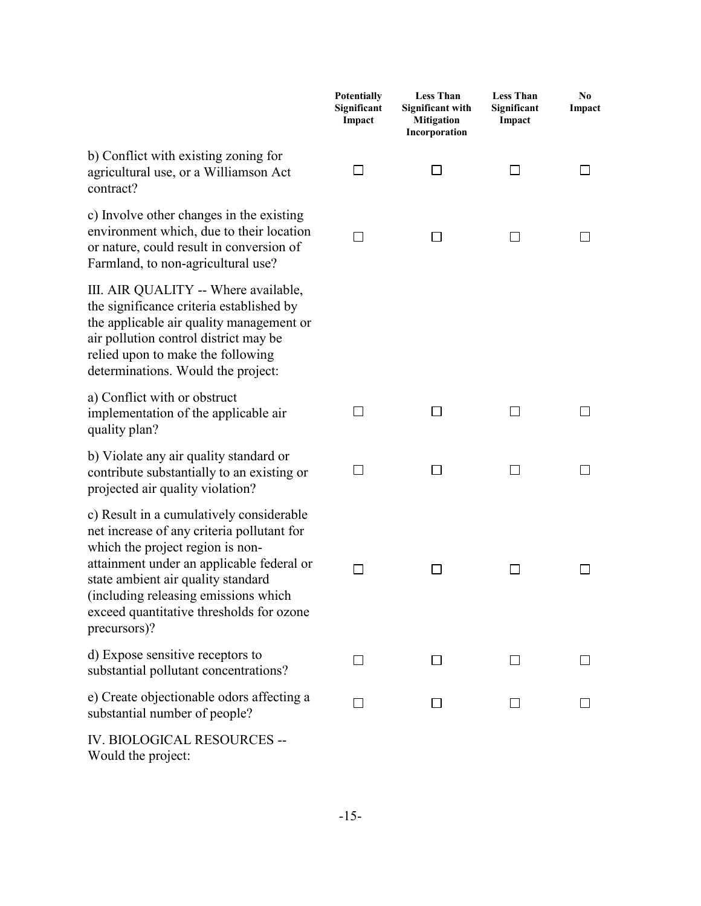| | Potentially Significant Impact | Less Than Significant with Mitigation Incorporation | Less Than Significant Impact | No Impact |
|---|---|---|---|---|
| b) Conflict with existing zoning for agricultural use, or a Williamson Act contract? | ☐ | ☐ | ☐ | ☐ |
| c) Involve other changes in the existing environment which, due to their location or nature, could result in conversion of Farmland, to non-agricultural use? | ☐ | ☐ | ☐ | ☐ |
| III. AIR QUALITY -- Where available, the significance criteria established by the applicable air quality management or air pollution control district may be relied upon to make the following determinations. Would the project: | | | | |
| a) Conflict with or obstruct implementation of the applicable air quality plan? | ☐ | ☐ | ☐ | ☐ |
| b) Violate any air quality standard or contribute substantially to an existing or projected air quality violation? | ☐ | ☐ | ☐ | ☐ |
| c) Result in a cumulatively considerable net increase of any criteria pollutant for which the project region is non-attainment under an applicable federal or state ambient air quality standard (including releasing emissions which exceed quantitative thresholds for ozone precursors)? | ☐ | ☐ | ☐ | ☐ |
| d) Expose sensitive receptors to substantial pollutant concentrations? | ☐ | ☐ | ☐ | ☐ |
| e) Create objectionable odors affecting a substantial number of people? | ☐ | ☐ | ☐ | ☐ |
| IV. BIOLOGICAL RESOURCES -- Would the project: | | | | |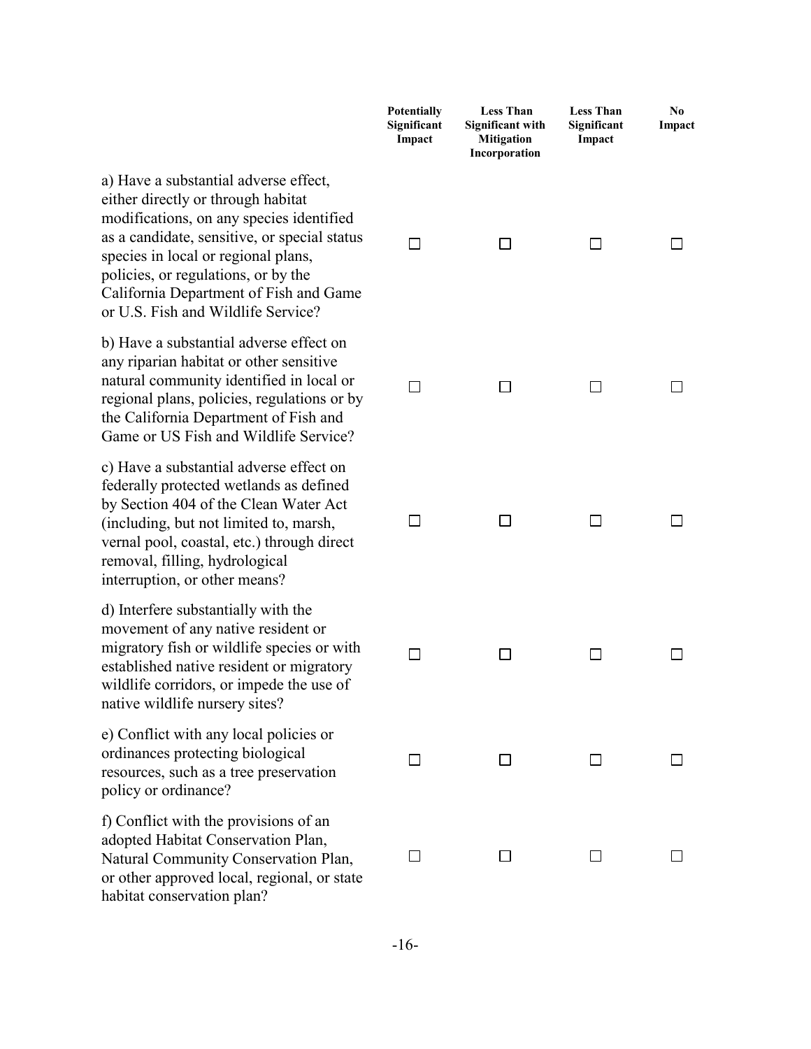| | Potentially Significant Impact | Less Than Significant with Mitigation Incorporation | Less Than Significant Impact | No Impact |
|---|---|---|---|---|
| a) Have a substantial adverse effect, either directly or through habitat modifications, on any species identified as a candidate, sensitive, or special status species in local or regional plans, policies, or regulations, or by the California Department of Fish and Game or U.S. Fish and Wildlife Service? | ☐ | ☐ | ☐ | ☐ |
| b) Have a substantial adverse effect on any riparian habitat or other sensitive natural community identified in local or regional plans, policies, regulations or by the California Department of Fish and Game or US Fish and Wildlife Service? | ☐ | ☐ | ☐ | ☐ |
| c) Have a substantial adverse effect on federally protected wetlands as defined by Section 404 of the Clean Water Act (including, but not limited to, marsh, vernal pool, coastal, etc.) through direct removal, filling, hydrological interruption, or other means? | ☐ | ☐ | ☐ | ☐ |
| d) Interfere substantially with the movement of any native resident or migratory fish or wildlife species or with established native resident or migratory wildlife corridors, or impede the use of native wildlife nursery sites? | ☐ | ☐ | ☐ | ☐ |
| e) Conflict with any local policies or ordinances protecting biological resources, such as a tree preservation policy or ordinance? | ☐ | ☐ | ☐ | ☐ |
| f) Conflict with the provisions of an adopted Habitat Conservation Plan, Natural Community Conservation Plan, or other approved local, regional, or state habitat conservation plan? | ☐ | ☐ | ☐ | ☐ |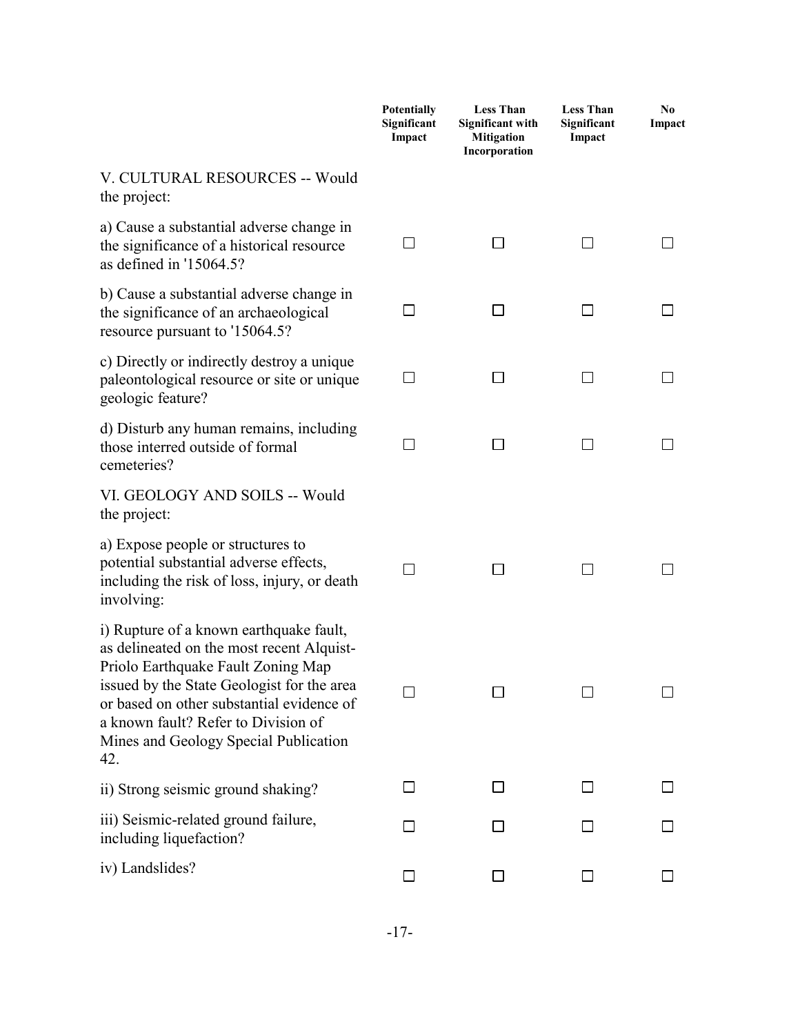| | Potentially Significant Impact | Less Than Significant with Mitigation Incorporation | Less Than Significant Impact | No Impact |
|---|---|---|---|---|
| V. CULTURAL RESOURCES -- Would the project: | | | | |
| a) Cause a substantial adverse change in the significance of a historical resource as defined in '15064.5? | ☐ | ☐ | ☐ | ☐ |
| b) Cause a substantial adverse change in the significance of an archaeological resource pursuant to '15064.5? | ☐ | ☐ | ☐ | ☐ |
| c) Directly or indirectly destroy a unique paleontological resource or site or unique geologic feature? | ☐ | ☐ | ☐ | ☐ |
| d) Disturb any human remains, including those interred outside of formal cemeteries? | ☐ | ☐ | ☐ | ☐ |
| VI. GEOLOGY AND SOILS -- Would the project: | | | | |
| a) Expose people or structures to potential substantial adverse effects, including the risk of loss, injury, or death involving: | ☐ | ☐ | ☐ | ☐ |
| i) Rupture of a known earthquake fault, as delineated on the most recent Alquist-Priolo Earthquake Fault Zoning Map issued by the State Geologist for the area or based on other substantial evidence of a known fault? Refer to Division of Mines and Geology Special Publication 42. | ☐ | ☐ | ☐ | ☐ |
| ii) Strong seismic ground shaking? | ☐ | ☐ | ☐ | ☐ |
| iii) Seismic-related ground failure, including liquefaction? | ☐ | ☐ | ☐ | ☐ |
| iv) Landslides? | ☐ | ☐ | ☐ | ☐ |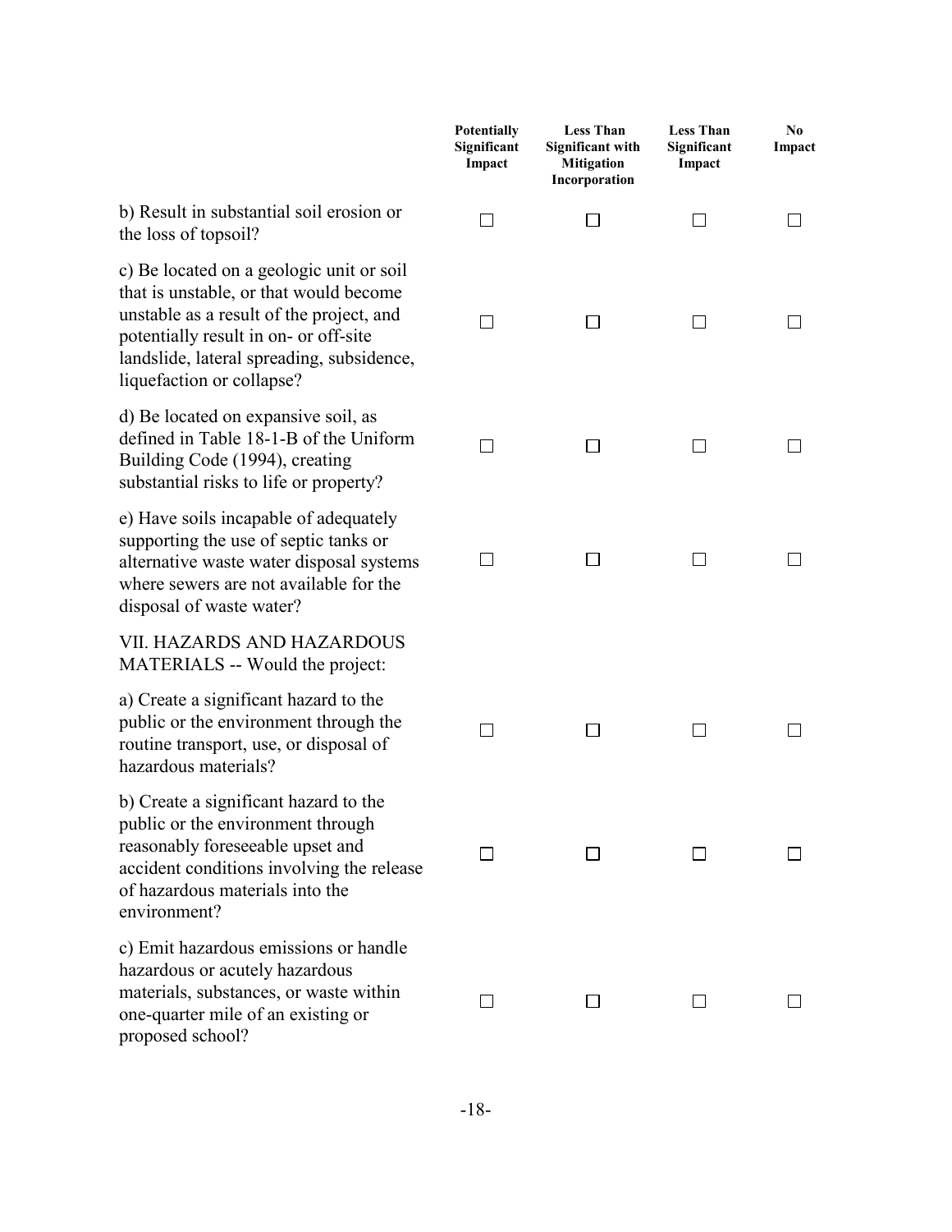| | Potentially Significant Impact | Less Than Significant with Mitigation Incorporation | Less Than Significant Impact | No Impact |
|---|---|---|---|---|
| b) Result in substantial soil erosion or the loss of topsoil? | ☐ | ☐ | ☐ | ☐ |
| c) Be located on a geologic unit or soil that is unstable, or that would become unstable as a result of the project, and potentially result in on- or off-site landslide, lateral spreading, subsidence, liquefaction or collapse? | ☐ | ☐ | ☐ | ☐ |
| d) Be located on expansive soil, as defined in Table 18-1-B of the Uniform Building Code (1994), creating substantial risks to life or property? | ☐ | ☐ | ☐ | ☐ |
| e) Have soils incapable of adequately supporting the use of septic tanks or alternative waste water disposal systems where sewers are not available for the disposal of waste water? | ☐ | ☐ | ☐ | ☐ |
| VII. HAZARDS AND HAZARDOUS MATERIALS -- Would the project: | | | | |
| a) Create a significant hazard to the public or the environment through the routine transport, use, or disposal of hazardous materials? | ☐ | ☐ | ☐ | ☐ |
| b) Create a significant hazard to the public or the environment through reasonably foreseeable upset and accident conditions involving the release of hazardous materials into the environment? | ☐ | ☐ | ☐ | ☐ |
| c) Emit hazardous emissions or handle hazardous or acutely hazardous materials, substances, or waste within one-quarter mile of an existing or proposed school? | ☐ | ☐ | ☐ | ☐ |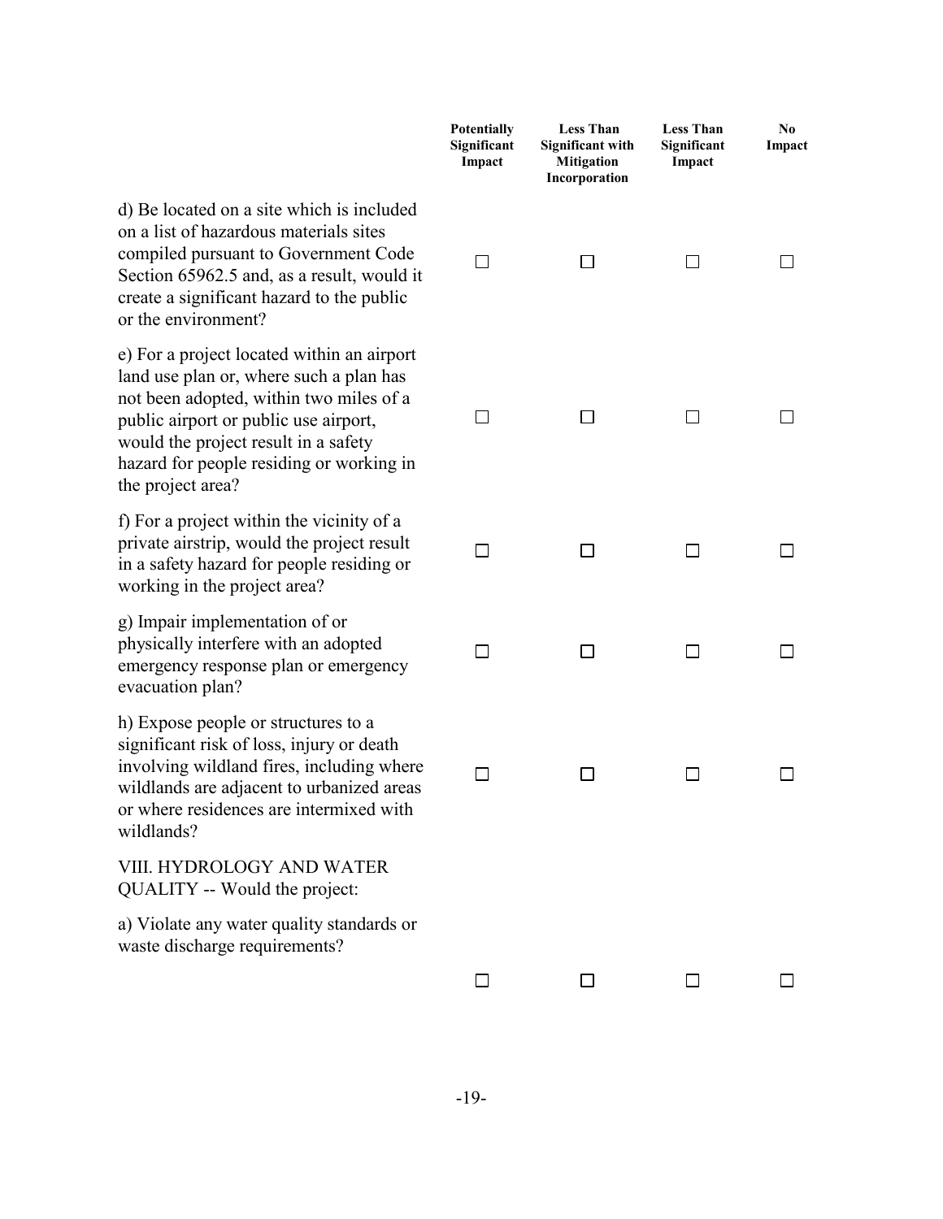| | Potentially Significant Impact | Less Than Significant with Mitigation Incorporation | Less Than Significant Impact | No Impact |
|---|---|---|---|---|
| d) Be located on a site which is included on a list of hazardous materials sites compiled pursuant to Government Code Section 65962.5 and, as a result, would it create a significant hazard to the public or the environment? | ☐ | ☐ | ☐ | ☐ |
| e) For a project located within an airport land use plan or, where such a plan has not been adopted, within two miles of a public airport or public use airport, would the project result in a safety hazard for people residing or working in the project area? | ☐ | ☐ | ☐ | ☐ |
| f) For a project within the vicinity of a private airstrip, would the project result in a safety hazard for people residing or working in the project area? | ☐ | ☐ | ☐ | ☐ |
| g) Impair implementation of or physically interfere with an adopted emergency response plan or emergency evacuation plan? | ☐ | ☐ | ☐ | ☐ |
| h) Expose people or structures to a significant risk of loss, injury or death involving wildland fires, including where wildlands are adjacent to urbanized areas or where residences are intermixed with wildlands? | ☐ | ☐ | ☐ | ☐ |
| VIII. HYDROLOGY AND WATER QUALITY -- Would the project: | | | | |
| a) Violate any water quality standards or waste discharge requirements? | ☐ | ☐ | ☐ | ☐ |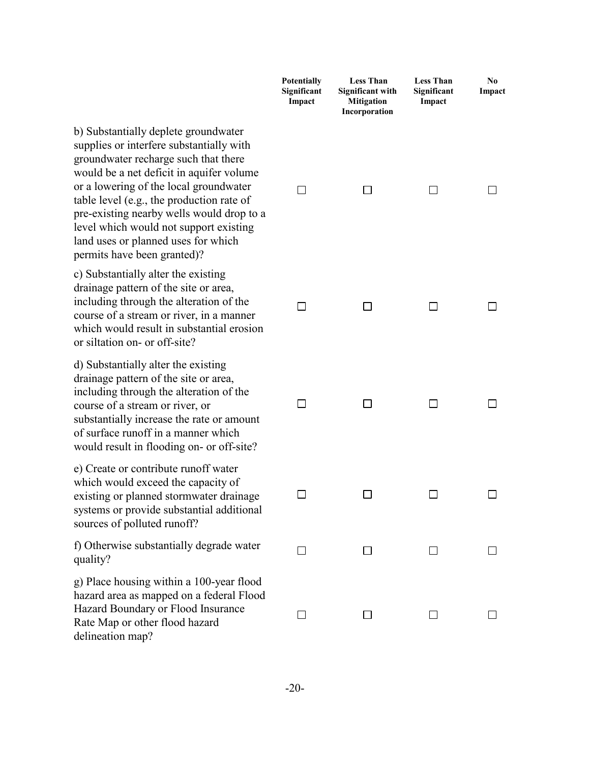| | Potentially Significant Impact | Less Than Significant with Mitigation Incorporation | Less Than Significant Impact | No Impact |
|---|---|---|---|---|
| b) Substantially deplete groundwater supplies or interfere substantially with groundwater recharge such that there would be a net deficit in aquifer volume or a lowering of the local groundwater table level (e.g., the production rate of pre-existing nearby wells would drop to a level which would not support existing land uses or planned uses for which permits have been granted)? | ☐ | ☐ | ☐ | ☐ |
| c) Substantially alter the existing drainage pattern of the site or area, including through the alteration of the course of a stream or river, in a manner which would result in substantial erosion or siltation on- or off-site? | ☐ | ☐ | ☐ | ☐ |
| d) Substantially alter the existing drainage pattern of the site or area, including through the alteration of the course of a stream or river, or substantially increase the rate or amount of surface runoff in a manner which would result in flooding on- or off-site? | ☐ | ☐ | ☐ | ☐ |
| e) Create or contribute runoff water which would exceed the capacity of existing or planned stormwater drainage systems or provide substantial additional sources of polluted runoff? | ☐ | ☐ | ☐ | ☐ |
| f) Otherwise substantially degrade water quality? | ☐ | ☐ | ☐ | ☐ |
| g) Place housing within a 100-year flood hazard area as mapped on a federal Flood Hazard Boundary or Flood Insurance Rate Map or other flood hazard delineation map? | ☐ | ☐ | ☐ | ☐ |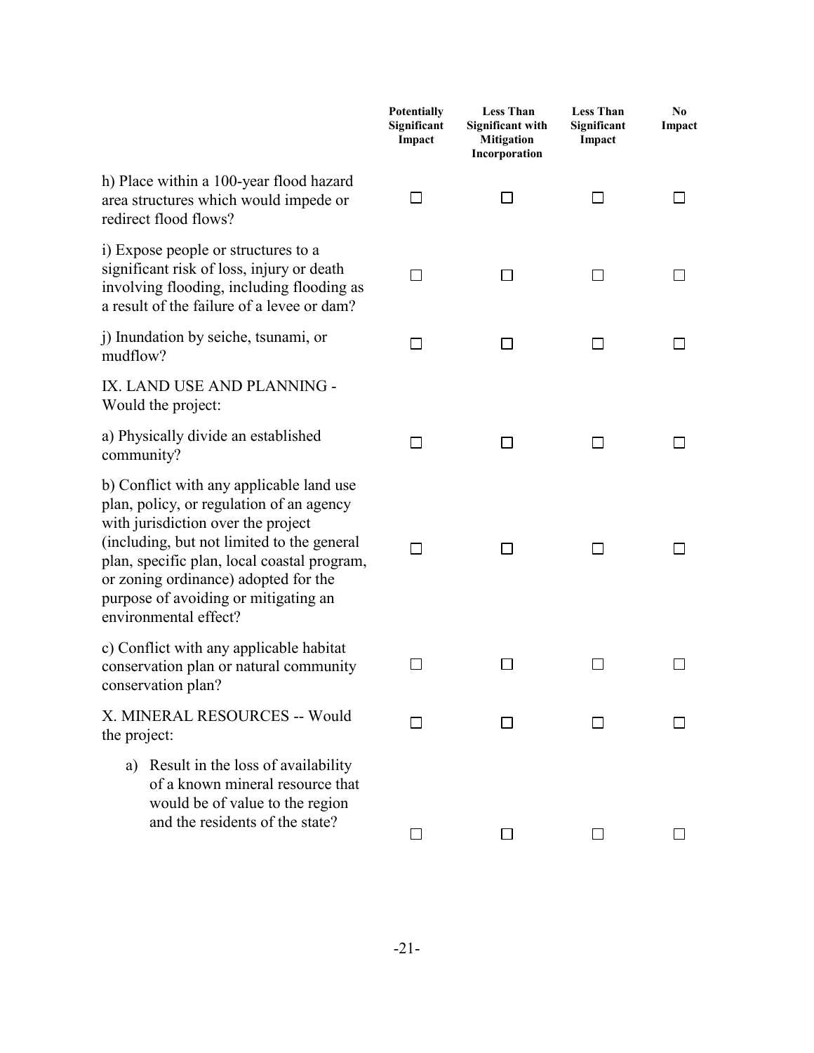| | Potentially Significant Impact | Less Than Significant with Mitigation Incorporation | Less Than Significant Impact | No Impact |
|---|---|---|---|---|
| h) Place within a 100-year flood hazard area structures which would impede or redirect flood flows? | ☐ | ☐ | ☐ | ☐ |
| i) Expose people or structures to a significant risk of loss, injury or death involving flooding, including flooding as a result of the failure of a levee or dam? | ☐ | ☐ | ☐ | ☐ |
| j) Inundation by seiche, tsunami, or mudflow? | ☐ | ☐ | ☐ | ☐ |
| IX. LAND USE AND PLANNING - Would the project: | | | | |
| a) Physically divide an established community? | ☐ | ☐ | ☐ | ☐ |
| b) Conflict with any applicable land use plan, policy, or regulation of an agency with jurisdiction over the project (including, but not limited to the general plan, specific plan, local coastal program, or zoning ordinance) adopted for the purpose of avoiding or mitigating an environmental effect? | ☐ | ☐ | ☐ | ☐ |
| c) Conflict with any applicable habitat conservation plan or natural community conservation plan? | ☐ | ☐ | ☐ | ☐ |
| X. MINERAL RESOURCES -- Would the project: | ☐ | ☐ | ☐ | ☐ |
| a) Result in the loss of availability of a known mineral resource that would be of value to the region and the residents of the state? | ☐ | ☐ | ☐ | ☐ |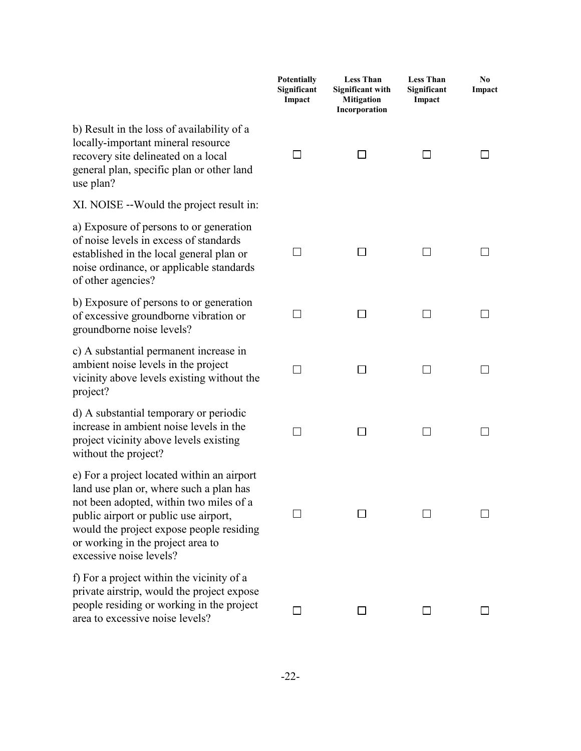| | Potentially Significant Impact | Less Than Significant with Mitigation Incorporation | Less Than Significant Impact | No Impact |
|---|---|---|---|---|
| b) Result in the loss of availability of a locally-important mineral resource recovery site delineated on a local general plan, specific plan or other land use plan? | ☐ | ☐ | ☐ | ☐ |
| XI. NOISE --Would the project result in: | | | | |
| a) Exposure of persons to or generation of noise levels in excess of standards established in the local general plan or noise ordinance, or applicable standards of other agencies? | ☐ | ☐ | ☐ | ☐ |
| b) Exposure of persons to or generation of excessive groundborne vibration or groundborne noise levels? | ☐ | ☐ | ☐ | ☐ |
| c) A substantial permanent increase in ambient noise levels in the project vicinity above levels existing without the project? | ☐ | ☐ | ☐ | ☐ |
| d) A substantial temporary or periodic increase in ambient noise levels in the project vicinity above levels existing without the project? | ☐ | ☐ | ☐ | ☐ |
| e) For a project located within an airport land use plan or, where such a plan has not been adopted, within two miles of a public airport or public use airport, would the project expose people residing or working in the project area to excessive noise levels? | ☐ | ☐ | ☐ | ☐ |
| f) For a project within the vicinity of a private airstrip, would the project expose people residing or working in the project area to excessive noise levels? | ☐ | ☐ | ☐ | ☐ |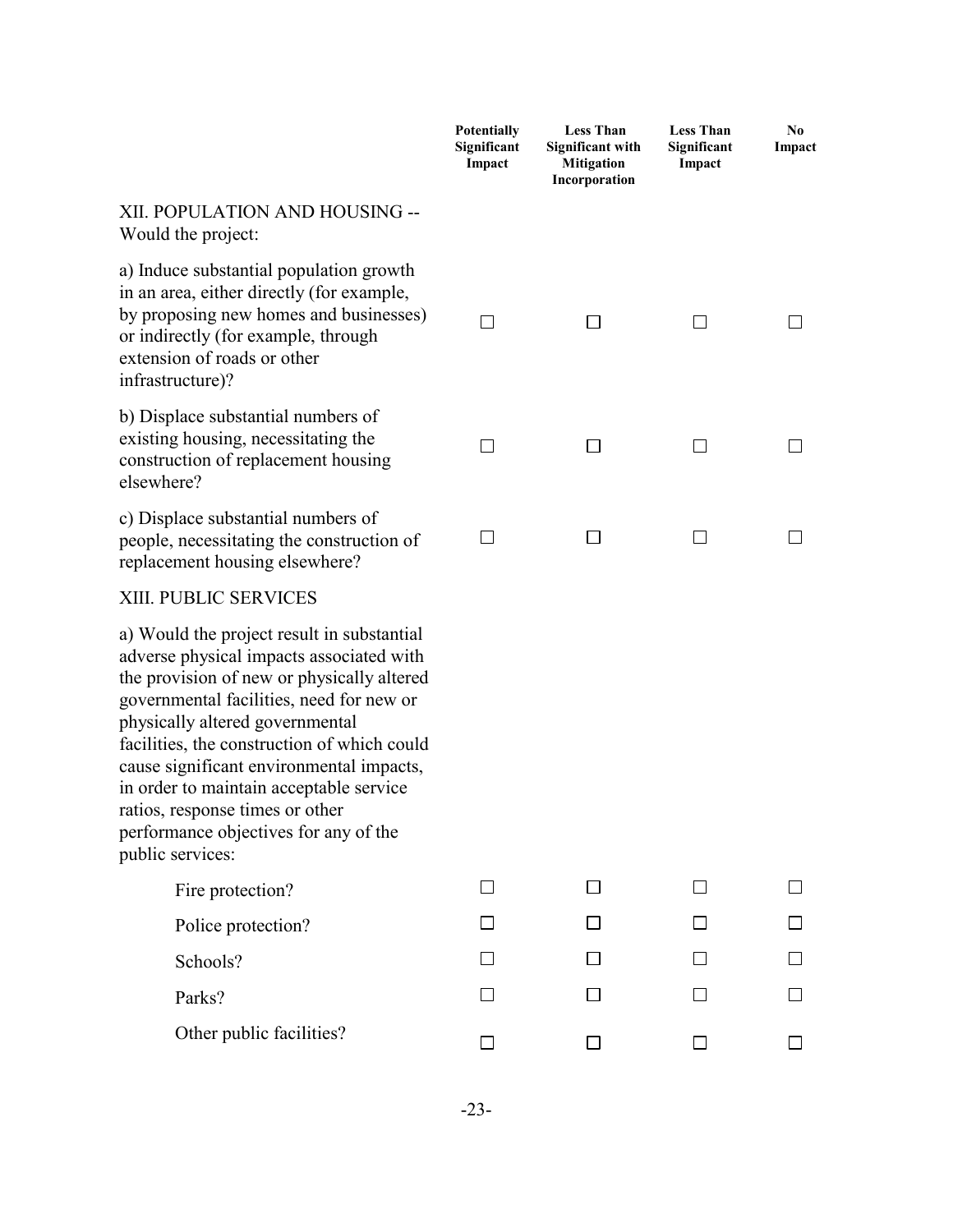| | Potentially Significant Impact | Less Than Significant with Mitigation Incorporation | Less Than Significant Impact | No Impact |
|---|---|---|---|---|
| XII. POPULATION AND HOUSING -- Would the project: | | | | |
| a) Induce substantial population growth in an area, either directly (for example, by proposing new homes and businesses) or indirectly (for example, through extension of roads or other infrastructure)? | ☐ | ☐ | ☐ | ☐ |
| b) Displace substantial numbers of existing housing, necessitating the construction of replacement housing elsewhere? | ☐ | ☐ | ☐ | ☐ |
| c) Displace substantial numbers of people, necessitating the construction of replacement housing elsewhere? | ☐ | ☐ | ☐ | ☐ |
| XIII. PUBLIC SERVICES | | | | |
| a) Would the project result in substantial adverse physical impacts associated with the provision of new or physically altered governmental facilities, need for new or physically altered governmental facilities, the construction of which could cause significant environmental impacts, in order to maintain acceptable service ratios, response times or other performance objectives for any of the public services: | | | | |
| Fire protection? | ☐ | ☐ | ☐ | ☐ |
| Police protection? | ☐ | ☐ | ☐ | ☐ |
| Schools? | ☐ | ☐ | ☐ | ☐ |
| Parks? | ☐ | ☐ | ☐ | ☐ |
| Other public facilities? | ☐ | ☐ | ☐ | ☐ |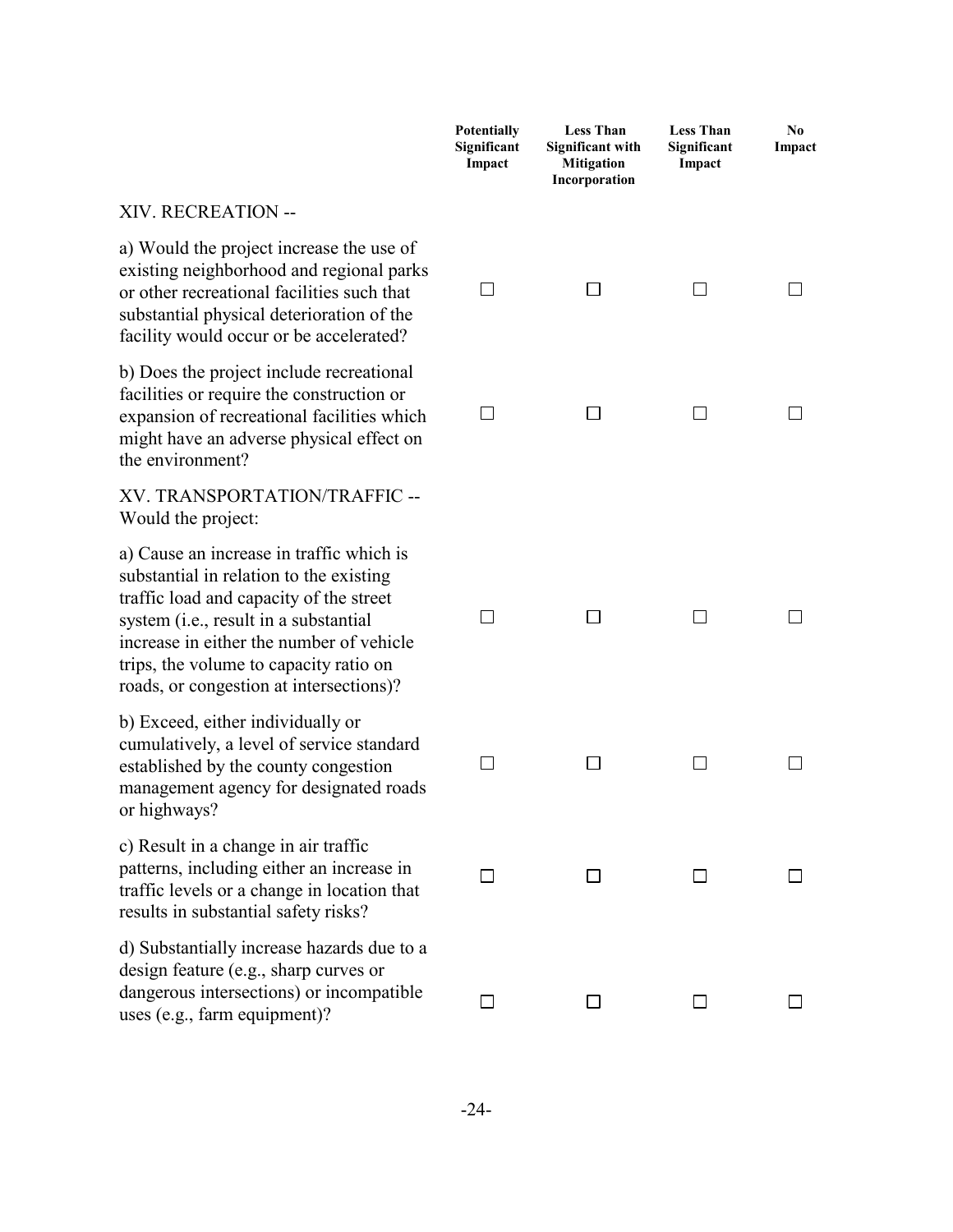| | Potentially Significant Impact | Less Than Significant with Mitigation Incorporation | Less Than Significant Impact | No Impact |
|---|---|---|---|---|
| XIV. RECREATION -- | | | | |
| a) Would the project increase the use of existing neighborhood and regional parks or other recreational facilities such that substantial physical deterioration of the facility would occur or be accelerated? | ☐ | ☐ | ☐ | ☐ |
| b) Does the project include recreational facilities or require the construction or expansion of recreational facilities which might have an adverse physical effect on the environment? | ☐ | ☐ | ☐ | ☐ |
| XV. TRANSPORTATION/TRAFFIC -- Would the project: | | | | |
| a) Cause an increase in traffic which is substantial in relation to the existing traffic load and capacity of the street system (i.e., result in a substantial increase in either the number of vehicle trips, the volume to capacity ratio on roads, or congestion at intersections)? | ☐ | ☐ | ☐ | ☐ |
| b) Exceed, either individually or cumulatively, a level of service standard established by the county congestion management agency for designated roads or highways? | ☐ | ☐ | ☐ | ☐ |
| c) Result in a change in air traffic patterns, including either an increase in traffic levels or a change in location that results in substantial safety risks? | ☐ | ☐ | ☐ | ☐ |
| d) Substantially increase hazards due to a design feature (e.g., sharp curves or dangerous intersections) or incompatible uses (e.g., farm equipment)? | ☐ | ☐ | ☐ | ☐ |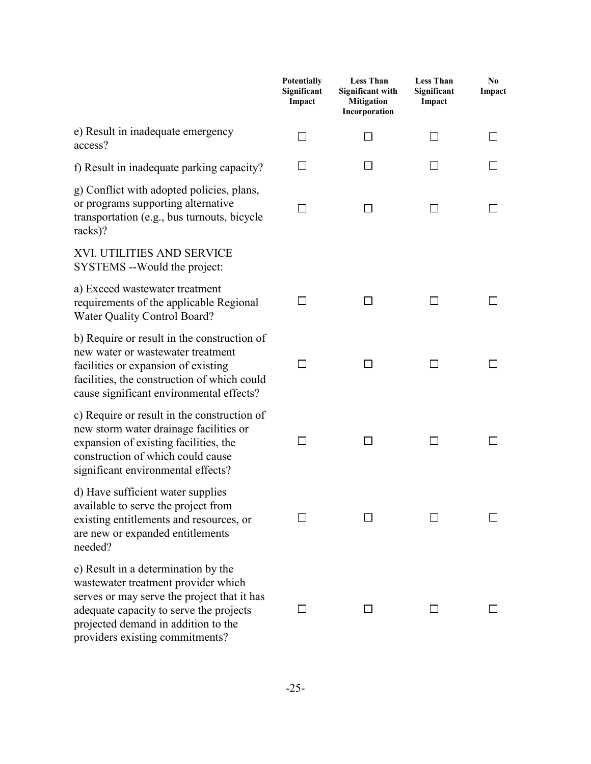| | Potentially Significant Impact | Less Than Significant with Mitigation Incorporation | Less Than Significant Impact | No Impact |
|---|---|---|---|---|
| e) Result in inadequate emergency access? | ☐ | ☐ | ☐ | ☐ |
| f) Result in inadequate parking capacity? | ☐ | ☐ | ☐ | ☐ |
| g) Conflict with adopted policies, plans, or programs supporting alternative transportation (e.g., bus turnouts, bicycle racks)? | ☐ | ☐ | ☐ | ☐ |
| XVI. UTILITIES AND SERVICE SYSTEMS --Would the project: | | | | |
| a) Exceed wastewater treatment requirements of the applicable Regional Water Quality Control Board? | ☐ | ☐ | ☐ | ☐ |
| b) Require or result in the construction of new water or wastewater treatment facilities or expansion of existing facilities, the construction of which could cause significant environmental effects? | ☐ | ☐ | ☐ | ☐ |
| c) Require or result in the construction of new storm water drainage facilities or expansion of existing facilities, the construction of which could cause significant environmental effects? | ☐ | ☐ | ☐ | ☐ |
| d) Have sufficient water supplies available to serve the project from existing entitlements and resources, or are new or expanded entitlements needed? | ☐ | ☐ | ☐ | ☐ |
| e) Result in a determination by the wastewater treatment provider which serves or may serve the project that it has adequate capacity to serve the projects projected demand in addition to the providers existing commitments? | ☐ | ☐ | ☐ | ☐ |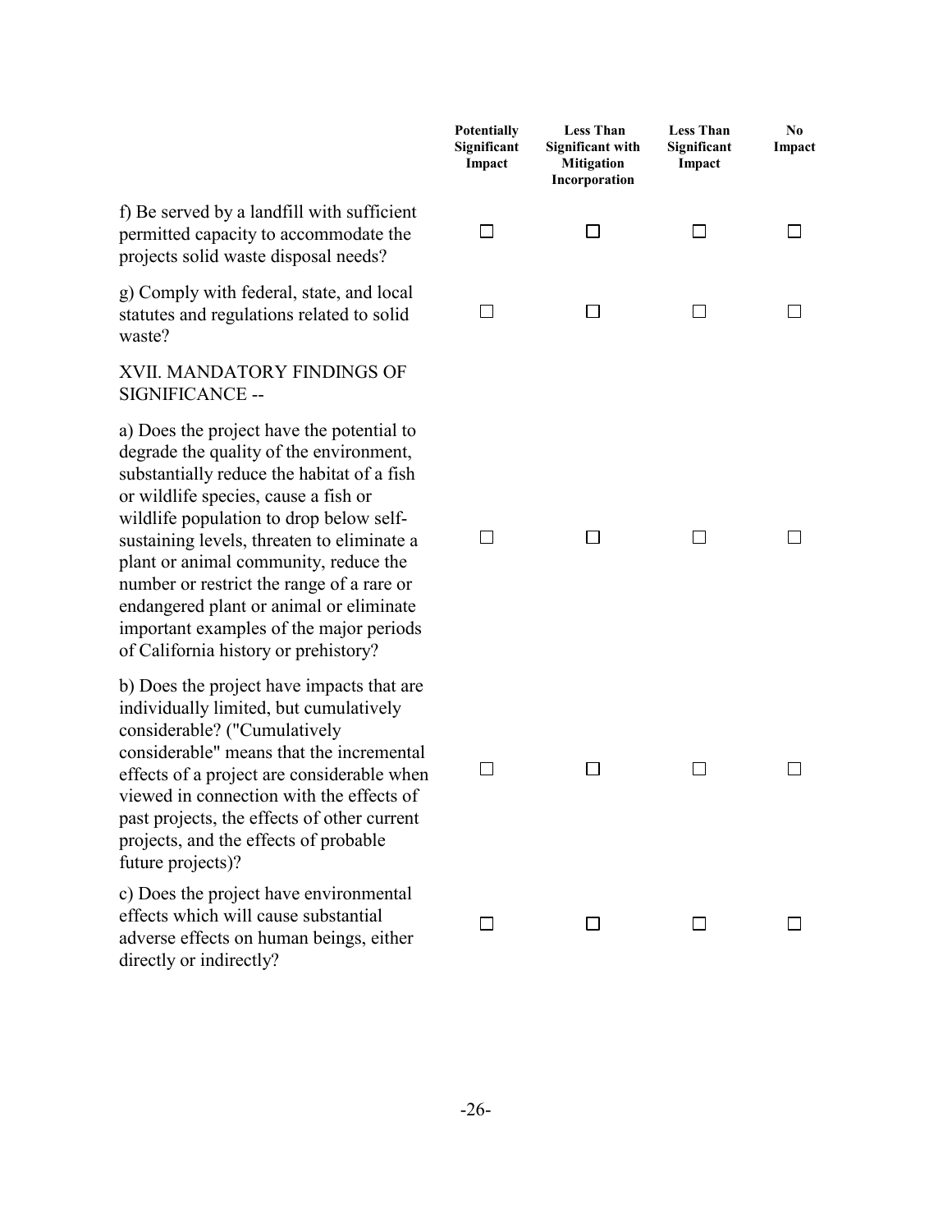| | Potentially Significant Impact | Less Than Significant with Mitigation Incorporation | Less Than Significant Impact | No Impact |
|---|---|---|---|---|
| f) Be served by a landfill with sufficient permitted capacity to accommodate the projects solid waste disposal needs? | ☐ | ☐ | ☐ | ☐ |
| g) Comply with federal, state, and local statutes and regulations related to solid waste? | ☐ | ☐ | ☐ | ☐ |
| XVII. MANDATORY FINDINGS OF SIGNIFICANCE -- | | | | |
| a) Does the project have the potential to degrade the quality of the environment, substantially reduce the habitat of a fish or wildlife species, cause a fish or wildlife population to drop below self-sustaining levels, threaten to eliminate a plant or animal community, reduce the number or restrict the range of a rare or endangered plant or animal or eliminate important examples of the major periods of California history or prehistory? | ☐ | ☐ | ☐ | ☐ |
| b) Does the project have impacts that are individually limited, but cumulatively considerable? ("Cumulatively considerable" means that the incremental effects of a project are considerable when viewed in connection with the effects of past projects, the effects of other current projects, and the effects of probable future projects)? | ☐ | ☐ | ☐ | ☐ |
| c) Does the project have environmental effects which will cause substantial adverse effects on human beings, either directly or indirectly? | ☐ | ☐ | ☐ | ☐ |